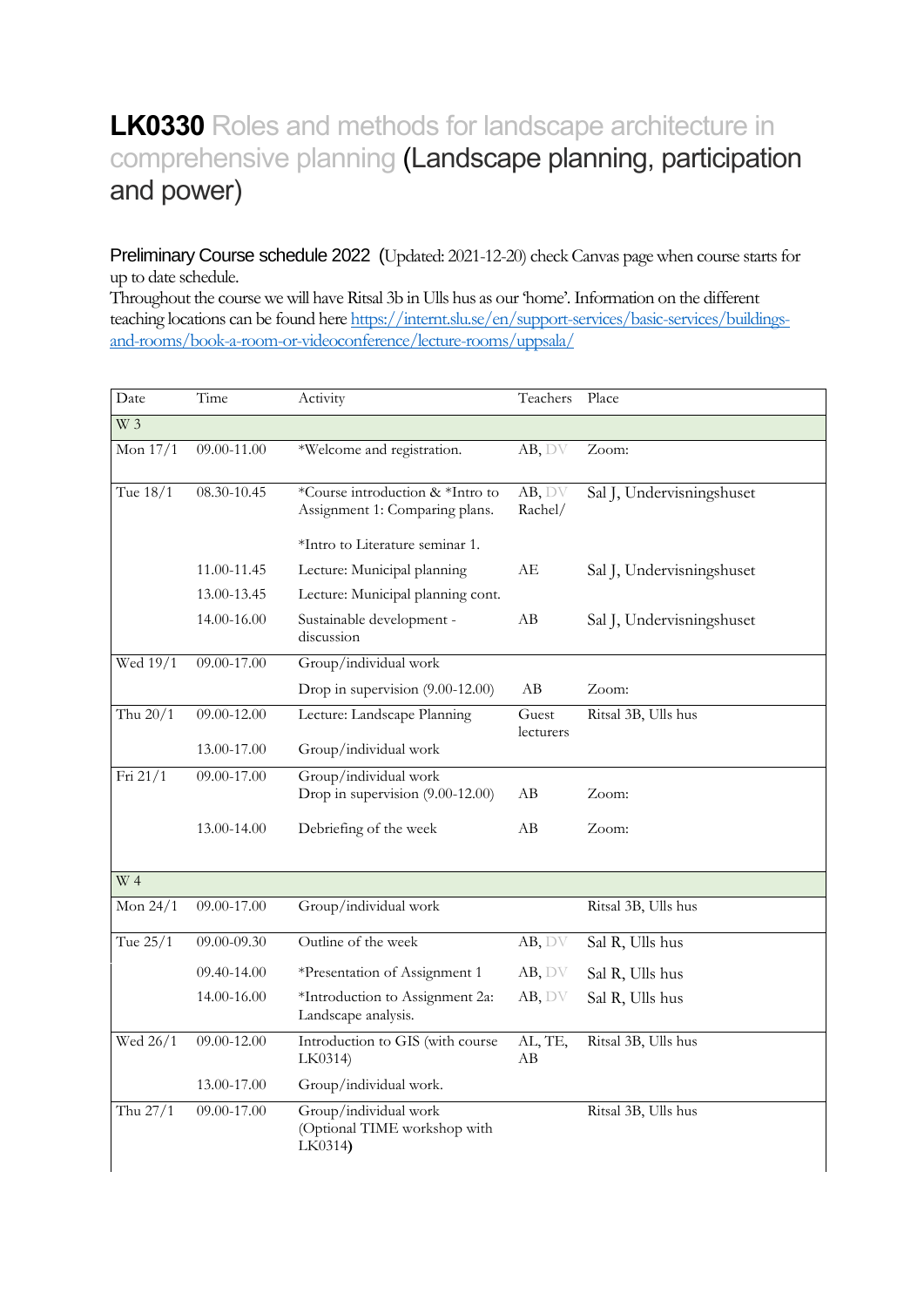# **LK0330** Roles and methods for landscape architecture in comprehensive planning (Landscape planning, participation and power)

Preliminary Course schedule 2022 (Updated: 2021-12-20) check Canvas page when course starts for up to date schedule.

Throughout the course we will have Ritsal 3b in Ulls hus as our 'home'. Information on the different teaching locations can be found here [https://internt.slu.se/en/support-services/basic-services/buildings-and-rooms/book-a-room-or-videoconference/lecture-rooms/uppsala/](https://internt.slu.se/en/support-services/basic-services/buildings-and-rooms/book-a-room-or-videoconference/lecture-rooms/uppsala/)

| Date | Time | Activity | Teachers | Place |
|---|---|---|---|---|
| W 3 | | | | |
| Mon 17/1 | 09.00-11.00 | *Welcome and registration. | AB, DV | Zoom: |
| Tue 18/1 | 08.30-10.45 | *Course introduction & *Intro to Assignment 1: Comparing plans. *Intro to Literature seminar 1. | AB, DV Rachel/ | Sal J, Undervisningshuset |
| | 11.00-11.45 | Lecture: Municipal planning | AE | Sal J, Undervisningshuset |
| | 13.00-13.45 | Lecture: Municipal planning cont. | | |
| | 14.00-16.00 | Sustainable development - discussion | AB | Sal J, Undervisningshuset |
| Wed 19/1 | 09.00-17.00 | Group/individual work | | |
| | | Drop in supervision (9.00-12.00) | AB | Zoom: |
| Thu 20/1 | 09.00-12.00 | Lecture: Landscape Planning | Guest lecturers | Ritsal 3B, Ulls hus |
| | 13.00-17.00 | Group/individual work | | |
| Fri 21/1 | 09.00-17.00 | Group/individual work Drop in supervision (9.00-12.00) | AB | Zoom: |
| | 13.00-14.00 | Debriefing of the week | AB | Zoom: |
| W 4 | | | | |
| Mon 24/1 | 09.00-17.00 | Group/individual work | | Ritsal 3B, Ulls hus |
| Tue 25/1 | 09.00-09.30 | Outline of the week | AB, DV | Sal R, Ulls hus |
| | 09.40-14.00 | *Presentation of Assignment 1 | AB, DV | Sal R, Ulls hus |
| | 14.00-16.00 | *Introduction to Assignment 2a: Landscape analysis. | AB, DV | Sal R, Ulls hus |
| Wed 26/1 | 09.00-12.00 | Introduction to GIS (with course LK0314) | AL, TE, AB | Ritsal 3B, Ulls hus |
| | 13.00-17.00 | Group/individual work. | | |
| Thu 27/1 | 09.00-17.00 | Group/individual work (Optional TIME workshop with LK0314**)** | | Ritsal 3B, Ulls hus |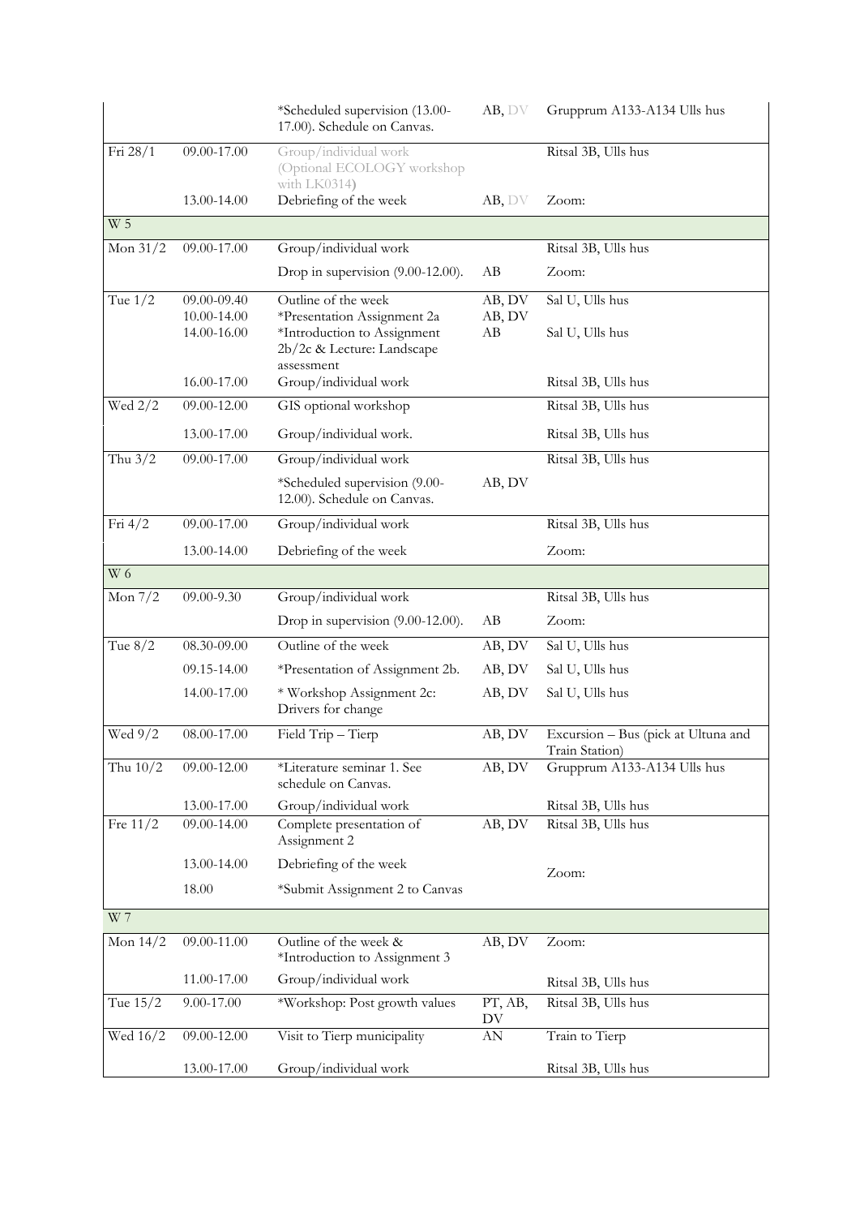| | | | | |
|---|---|---|---|---|
| | | *Scheduled supervision (13.00-17.00). Schedule on Canvas. | AB, DV | Grupprum A133-A134 Ulls hus |
| Fri 28/1 | 09.00-17.00 | Group/individual work (Optional ECOLOGY workshop with LK0314) | | Ritsal 3B, Ulls hus |
| | 13.00-14.00 | Debriefing of the week | AB, DV | Zoom: |
| W 5 | | | | |
| Mon 31/2 | 09.00-17.00 | Group/individual work | | Ritsal 3B, Ulls hus |
| | | Drop in supervision (9.00-12.00). | AB | Zoom: |
| Tue 1/2 | 09.00-09.40 | Outline of the week | AB, DV | Sal U, Ulls hus |
| | 10.00-14.00 | *Presentation Assignment 2a | AB, DV | |
| | 14.00-16.00 | *Introduction to Assignment 2b/2c & Lecture: Landscape assessment | AB | Sal U, Ulls hus |
| | 16.00-17.00 | Group/individual work | | Ritsal 3B, Ulls hus |
| Wed 2/2 | 09.00-12.00 | GIS optional workshop | | Ritsal 3B, Ulls hus |
| | 13.00-17.00 | Group/individual work. | | Ritsal 3B, Ulls hus |
| Thu 3/2 | 09.00-17.00 | Group/individual work | | Ritsal 3B, Ulls hus |
| | | *Scheduled supervision (9.00-12.00). Schedule on Canvas. | AB, DV | |
| Fri 4/2 | 09.00-17.00 | Group/individual work | | Ritsal 3B, Ulls hus |
| | 13.00-14.00 | Debriefing of the week | | Zoom: |
| W 6 | | | | |
| Mon 7/2 | 09.00-9.30 | Group/individual work | | Ritsal 3B, Ulls hus |
| | | Drop in supervision (9.00-12.00). | AB | Zoom: |
| Tue 8/2 | 08.30-09.00 | Outline of the week | AB, DV | Sal U, Ulls hus |
| | 09.15-14.00 | *Presentation of Assignment 2b. | AB, DV | Sal U, Ulls hus |
| | 14.00-17.00 | * Workshop Assignment 2c: Drivers for change | AB, DV | Sal U, Ulls hus |
| Wed 9/2 | 08.00-17.00 | Field Trip – Tierp | AB, DV | Excursion – Bus (pick at Ultuna and Train Station) |
| Thu 10/2 | 09.00-12.00 | *Literature seminar 1. See schedule on Canvas. | AB, DV | Grupprum A133-A134 Ulls hus |
| | 13.00-17.00 | Group/individual work | | Ritsal 3B, Ulls hus |
| Fre 11/2 | 09.00-14.00 | Complete presentation of Assignment 2 | AB, DV | Ritsal 3B, Ulls hus |
| | 13.00-14.00 | Debriefing of the week | | Zoom: |
| | 18.00 | *Submit Assignment 2 to Canvas | | |
| W 7 | | | | |
| Mon 14/2 | 09.00-11.00 | Outline of the week & *Introduction to Assignment 3 | AB, DV | Zoom: |
| | 11.00-17.00 | Group/individual work | | Ritsal 3B, Ulls hus |
| Tue 15/2 | 9.00-17.00 | *Workshop: Post growth values | PT, AB, DV | Ritsal 3B, Ulls hus |
| Wed 16/2 | 09.00-12.00 | Visit to Tierp municipality | AN | Train to Tierp |
| | 13.00-17.00 | Group/individual work | | Ritsal 3B, Ulls hus |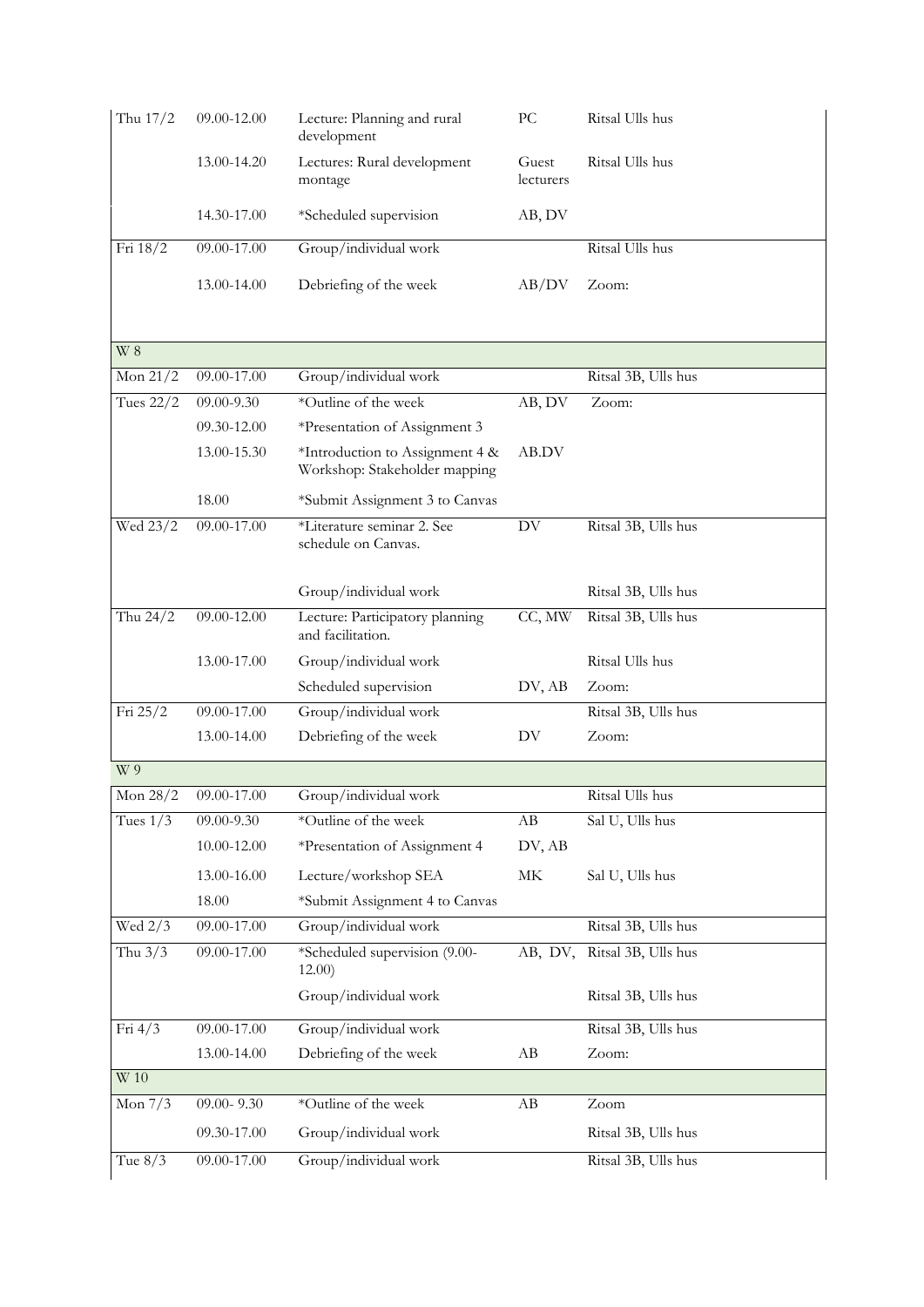| | | | | |
|---|---|---|---|---|
| Thu 17/2 | 09.00-12.00 | Lecture: Planning and rural development | PC | Ritsal Ulls hus |
| | 13.00-14.20 | Lectures: Rural development montage | Guest lecturers | Ritsal Ulls hus |
| | 14.30-17.00 | *Scheduled supervision | AB, DV | |
| Fri 18/2 | 09.00-17.00 | Group/individual work | | Ritsal Ulls hus |
| | 13.00-14.00 | Debriefing of the week | AB/DV | Zoom: |
| W 8 | | | | |
| Mon 21/2 | 09.00-17.00 | Group/individual work | | Ritsal 3B, Ulls hus |
| Tues 22/2 | 09.00-9.30 | *Outline of the week | AB, DV | Zoom: |
| | 09.30-12.00 | *Presentation of Assignment 3 | | |
| | 13.00-15.30 | *Introduction to Assignment 4 & Workshop: Stakeholder mapping | AB.DV | |
| | 18.00 | *Submit Assignment 3 to Canvas | | |
| Wed 23/2 | 09.00-17.00 | *Literature seminar 2. See schedule on Canvas. | DV | Ritsal 3B, Ulls hus |
| | | Group/individual work | | Ritsal 3B, Ulls hus |
| Thu 24/2 | 09.00-12.00 | Lecture: Participatory planning and facilitation. | CC, MW | Ritsal 3B, Ulls hus |
| | 13.00-17.00 | Group/individual work | | Ritsal Ulls hus |
| | | Scheduled supervision | DV, AB | Zoom: |
| Fri 25/2 | 09.00-17.00 | Group/individual work | | Ritsal 3B, Ulls hus |
| | 13.00-14.00 | Debriefing of the week | DV | Zoom: |
| W 9 | | | | |
| Mon 28/2 | 09.00-17.00 | Group/individual work | | Ritsal Ulls hus |
| Tues 1/3 | 09.00-9.30 | *Outline of the week | AB | Sal U, Ulls hus |
| | 10.00-12.00 | *Presentation of Assignment 4 | DV, AB | |
| | 13.00-16.00 | Lecture/workshop SEA | MK | Sal U, Ulls hus |
| | 18.00 | *Submit Assignment 4 to Canvas | | |
| Wed 2/3 | 09.00-17.00 | Group/individual work | | Ritsal 3B, Ulls hus |
| Thu 3/3 | 09.00-17.00 | *Scheduled supervision (9.00-12.00) | AB, DV, | Ritsal 3B, Ulls hus |
| | | Group/individual work | | Ritsal 3B, Ulls hus |
| Fri 4/3 | 09.00-17.00 | Group/individual work | | Ritsal 3B, Ulls hus |
| | 13.00-14.00 | Debriefing of the week | AB | Zoom: |
| W 10 | | | | |
| Mon 7/3 | 09.00- 9.30 | *Outline of the week | AB | Zoom |
| | 09.30-17.00 | Group/individual work | | Ritsal 3B, Ulls hus |
| Tue 8/3 | 09.00-17.00 | Group/individual work | | Ritsal 3B, Ulls hus |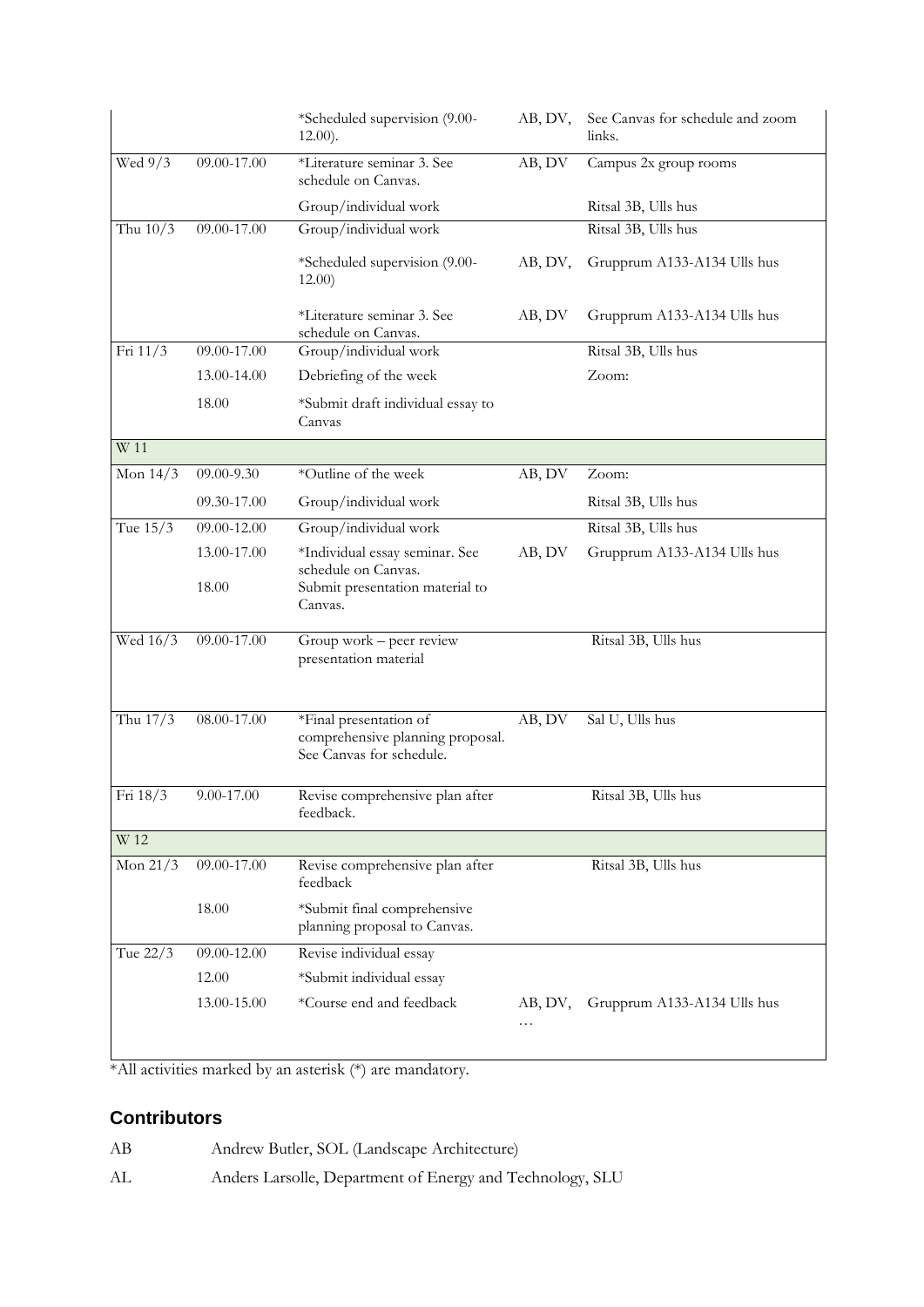|  |  | *Scheduled supervision (9.00-12.00). | AB, DV, | See Canvas for schedule and zoom links. |
|---|---|---|---|---|
| Wed 9/3 | 09.00-17.00 | *Literature seminar 3. See schedule on Canvas. | AB, DV | Campus 2x group rooms |
|  |  | Group/individual work |  | Ritsal 3B, Ulls hus |
| Thu 10/3 | 09.00-17.00 | Group/individual work |  | Ritsal 3B, Ulls hus |
|  |  | *Scheduled supervision (9.00-12.00) | AB, DV, | Grupprum A133-A134 Ulls hus |
|  |  | *Literature seminar 3. See schedule on Canvas. | AB, DV | Grupprum A133-A134 Ulls hus |
| Fri 11/3 | 09.00-17.00 | Group/individual work |  | Ritsal 3B, Ulls hus |
|  | 13.00-14.00 | Debriefing of the week |  | Zoom: |
|  | 18.00 | *Submit draft individual essay to Canvas |  |  |
| W 11 |  |  |  |  |
| Mon 14/3 | 09.00-9.30 | *Outline of the week | AB, DV | Zoom: |
|  | 09.30-17.00 | Group/individual work |  | Ritsal 3B, Ulls hus |
| Tue 15/3 | 09.00-12.00 | Group/individual work |  | Ritsal 3B, Ulls hus |
|  | 13.00-17.00 | *Individual essay seminar. See schedule on Canvas. | AB, DV | Grupprum A133-A134 Ulls hus |
|  | 18.00 | Submit presentation material to Canvas. |  |  |
| Wed 16/3 | 09.00-17.00 | Group work – peer review presentation material |  | Ritsal 3B, Ulls hus |
| Thu 17/3 | 08.00-17.00 | *Final presentation of comprehensive planning proposal. See Canvas for schedule. | AB, DV | Sal U, Ulls hus |
| Fri 18/3 | 9.00-17.00 | Revise comprehensive plan after feedback. |  | Ritsal 3B, Ulls hus |
| W 12 |  |  |  |  |
| Mon 21/3 | 09.00-17.00 | Revise comprehensive plan after feedback |  | Ritsal 3B, Ulls hus |
|  | 18.00 | *Submit final comprehensive planning proposal to Canvas. |  |  |
| Tue 22/3 | 09.00-12.00 | Revise individual essay |  |  |
|  | 12.00 | *Submit individual essay |  |  |
|  | 13.00-15.00 | *Course end and feedback | AB, DV, … | Grupprum A133-A134 Ulls hus |

*All activities marked by an asterisk (*) are mandatory.

## Contributors

| | |
|---|---|
| AB | Andrew Butler, SOL (Landscape Architecture) |
| AL | Anders Larsolle, Department of Energy and Technology, SLU |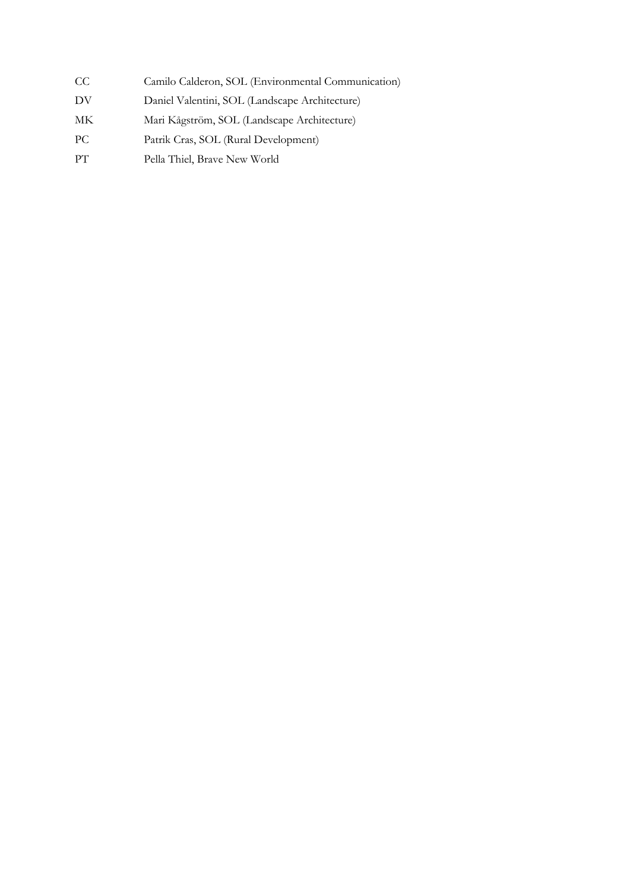| | |
|---|---|
| CC | Camilo Calderon, SOL (Environmental Communication) |
| DV | Daniel Valentini, SOL (Landscape Architecture) |
| MK | Mari Kågström, SOL (Landscape Architecture) |
| PC | Patrik Cras, SOL (Rural Development) |
| PT | Pella Thiel, Brave New World |